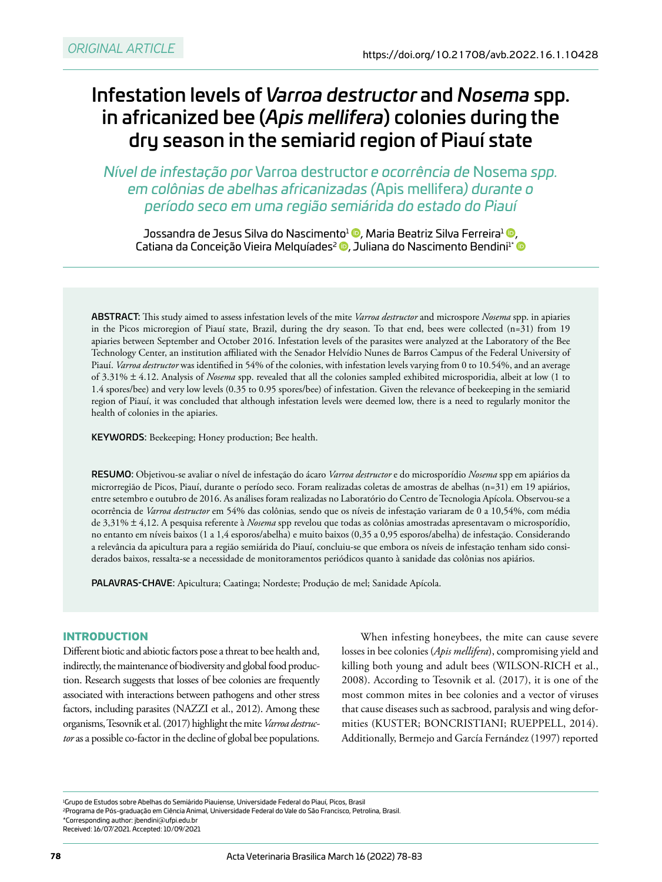ORIGINAL ARTICLE

https://doi.org/10.21708/avb.2022.16.1.10428

# Infestation levels of *Varroa destructor* and *Nosema* spp. in africanized bee (*Apis mellifera*) colonies during the dry season in the semiarid region of Piauí state

*Nível de infestação por* Varroa destructor *e ocorrência de* Nosema *spp. em colônias de abelhas africanizadas (*Apis mellifera*) durante o período seco em uma região semiárida do estado do Piauí*

Jossandra de Jesus Silva do Nascimento[1], Maria Beatriz Silva Ferreira[1], Catiana da Conceição Vieira Melquíades[2], Juliana do Nascimento Bendini[1*]

**ABSTRACT:** This study aimed to assess infestation levels of the mite *Varroa destructor* and microspore *Nosema* spp. in apiaries in the Picos microregion of Piauí state, Brazil, during the dry season. To that end, bees were collected (n=31) from 19 apiaries between September and October 2016. Infestation levels of the parasites were analyzed at the Laboratory of the Bee Technology Center, an institution affiliated with the Senador Helvídio Nunes de Barros Campus of the Federal University of Piauí. *Varroa destructor* was identified in 54% of the colonies, with infestation levels varying from 0 to 10.54%, and an average of 3.31% ± 4.12. Analysis of *Nosema* spp. revealed that all the colonies sampled exhibited microsporidia, albeit at low (1 to 1.4 spores/bee) and very low levels (0.35 to 0.95 spores/bee) of infestation. Given the relevance of beekeeping in the semiarid region of Piauí, it was concluded that although infestation levels were deemed low, there is a need to regularly monitor the health of colonies in the apiaries.

**KEYWORDS:** Beekeeping; Honey production; Bee health.

**RESUMO:** Objetivou-se avaliar o nível de infestação do ácaro *Varroa destructor* e do microsporídio *Nosema* spp em apiários da microrregião de Picos, Piauí, durante o período seco. Foram realizadas coletas de amostras de abelhas (n=31) em 19 apiários, entre setembro e outubro de 2016. As análises foram realizadas no Laboratório do Centro de Tecnologia Apícola. Observou-se a ocorrência de *Varroa destructor* em 54% das colônias, sendo que os níveis de infestação variaram de 0 a 10,54%, com média de 3,31% ± 4,12. A pesquisa referente à *Nosema* spp revelou que todas as colônias amostradas apresentavam o microsporídio, no entanto em níveis baixos (1 a 1,4 esporos/abelha) e muito baixos (0,35 a 0,95 esporos/abelha) de infestação. Considerando a relevância da apicultura para a região semiárida do Piauí, concluiu-se que embora os níveis de infestação tenham sido considerados baixos, ressalta-se a necessidade de monitoramentos periódicos quanto à sanidade das colônias nos apiários.

**PALAVRAS-CHAVE**: Apicultura; Caatinga; Nordeste; Produção de mel; Sanidade Apícola.

## INTRODUCTION

Different biotic and abiotic factors pose a threat to bee health and, indirectly, the maintenance of biodiversity and global food production. Research suggests that losses of bee colonies are frequently associated with interactions between pathogens and other stress factors, including parasites (NAZZI et al., 2012). Among these organisms, Tesovnik et al. (2017) highlight the mite *Varroa destructor* as a possible co-factor in the decline of global bee populations.

When infesting honeybees, the mite can cause severe losses in bee colonies (*Apis mellifera*), compromising yield and killing both young and adult bees (WILSON-RICH et al., 2008). According to Tesovnik et al. (2017), it is one of the most common mites in bee colonies and a vector of viruses that cause diseases such as sacbrood, paralysis and wing deformities (KUSTER; BONCRISTIANI; RUEPPELL, 2014). Additionally, Bermejo and García Fernández (1997) reported

[1]Grupo de Estudos sobre Abelhas do Semiárido Piauiense, Universidade Federal do Piauí, Picos, Brasil
[2]Programa de Pós-graduação em Ciência Animal, Universidade Federal do Vale do São Francisco, Petrolina, Brasil.
*Corresponding author: jbendini@ufpi.edu.br
Received: 16/07/2021. Accepted: 10/09/2021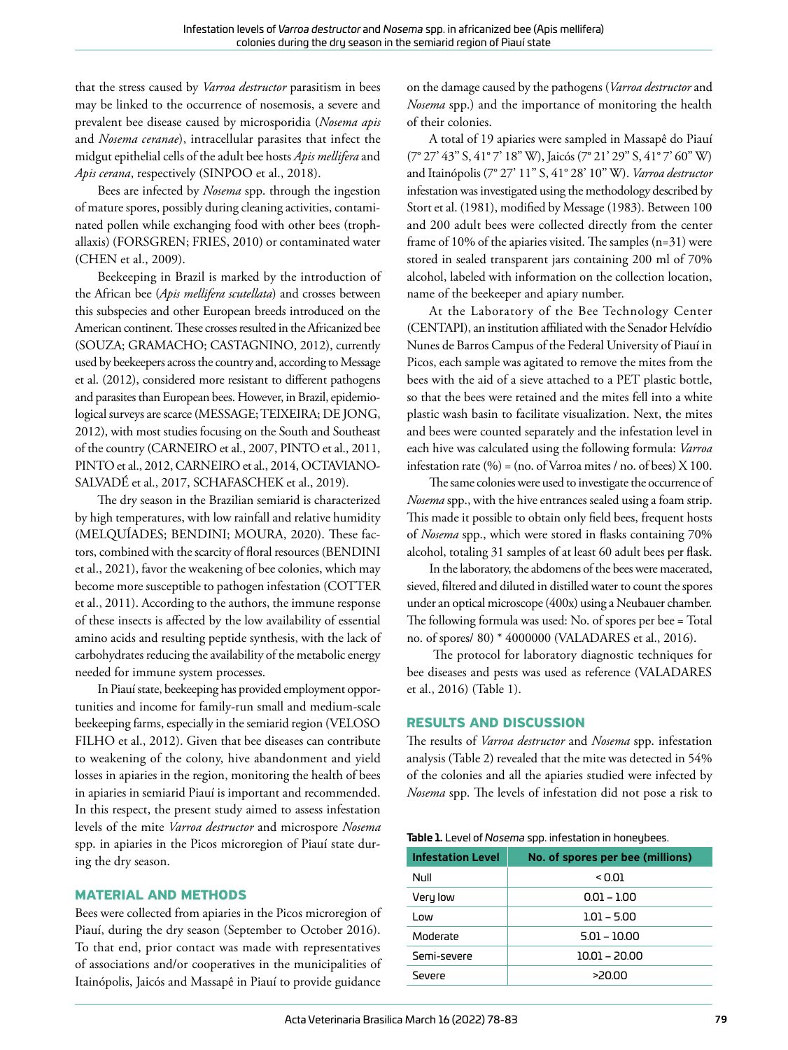that the stress caused by *Varroa destructor* parasitism in bees may be linked to the occurrence of nosemosis, a severe and prevalent bee disease caused by microsporidia (*Nosema apis* and *Nosema ceranae*), intracellular parasites that infect the midgut epithelial cells of the adult bee hosts *Apis mellifera* and *Apis cerana*, respectively (SINPOO et al., 2018).

Bees are infected by *Nosema* spp. through the ingestion of mature spores, possibly during cleaning activities, contaminated pollen while exchanging food with other bees (trophallaxis) (FORSGREN; FRIES, 2010) or contaminated water (CHEN et al., 2009).

Beekeeping in Brazil is marked by the introduction of the African bee (*Apis mellifera scutellata*) and crosses between this subspecies and other European breeds introduced on the American continent. These crosses resulted in the Africanized bee (SOUZA; GRAMACHO; CASTAGNINO, 2012), currently used by beekeepers across the country and, according to Message et al. (2012), considered more resistant to different pathogens and parasites than European bees. However, in Brazil, epidemiological surveys are scarce (MESSAGE; TEIXEIRA; DE JONG, 2012), with most studies focusing on the South and Southeast of the country (CARNEIRO et al., 2007, PINTO et al., 2011, PINTO et al., 2012, CARNEIRO et al., 2014, OCTAVIANO-SALVADÉ et al., 2017, SCHAFASCHEK et al., 2019).

The dry season in the Brazilian semiarid is characterized by high temperatures, with low rainfall and relative humidity (MELQUÍADES; BENDINI; MOURA, 2020). These factors, combined with the scarcity of floral resources (BENDINI et al., 2021), favor the weakening of bee colonies, which may become more susceptible to pathogen infestation (COTTER et al., 2011). According to the authors, the immune response of these insects is affected by the low availability of essential amino acids and resulting peptide synthesis, with the lack of carbohydrates reducing the availability of the metabolic energy needed for immune system processes.

In Piauí state, beekeeping has provided employment opportunities and income for family-run small and medium-scale beekeeping farms, especially in the semiarid region (VELOSO FILHO et al., 2012). Given that bee diseases can contribute to weakening of the colony, hive abandonment and yield losses in apiaries in the region, monitoring the health of bees in apiaries in semiarid Piauí is important and recommended. In this respect, the present study aimed to assess infestation levels of the mite *Varroa destructor* and microspore *Nosema* spp. in apiaries in the Picos microregion of Piauí state during the dry season.

## MATERIAL AND METHODS

Bees were collected from apiaries in the Picos microregion of Piauí, during the dry season (September to October 2016). To that end, prior contact was made with representatives of associations and/or cooperatives in the municipalities of Itainópolis, Jaicós and Massapê in Piauí to provide guidance on the damage caused by the pathogens (*Varroa destructor* and *Nosema* spp.) and the importance of monitoring the health of their colonies.

A total of 19 apiaries were sampled in Massapê do Piauí (7° 27' 43" S, 41° 7' 18" W), Jaicós (7° 21' 29" S, 41° 7' 60" W) and Itainópolis (7° 27' 11" S, 41° 28' 10" W). *Varroa destructor* infestation was investigated using the methodology described by Stort et al. (1981), modified by Message (1983). Between 100 and 200 adult bees were collected directly from the center frame of 10% of the apiaries visited. The samples (n=31) were stored in sealed transparent jars containing 200 ml of 70% alcohol, labeled with information on the collection location, name of the beekeeper and apiary number.

At the Laboratory of the Bee Technology Center (CENTAPI), an institution affiliated with the Senador Helvídio Nunes de Barros Campus of the Federal University of Piauí in Picos, each sample was agitated to remove the mites from the bees with the aid of a sieve attached to a PET plastic bottle, so that the bees were retained and the mites fell into a white plastic wash basin to facilitate visualization. Next, the mites and bees were counted separately and the infestation level in each hive was calculated using the following formula: *Varroa* infestation rate (%) = (no. of Varroa mites / no. of bees) X 100.

The same colonies were used to investigate the occurrence of *Nosema* spp., with the hive entrances sealed using a foam strip. This made it possible to obtain only field bees, frequent hosts of *Nosema* spp., which were stored in flasks containing 70% alcohol, totaling 31 samples of at least 60 adult bees per flask.

In the laboratory, the abdomens of the bees were macerated, sieved, filtered and diluted in distilled water to count the spores under an optical microscope (400x) using a Neubauer chamber. The following formula was used: No. of spores per bee = Total no. of spores/ 80) * 4000000 (VALADARES et al., 2016).

The protocol for laboratory diagnostic techniques for bee diseases and pests was used as reference (VALADARES et al., 2016) (Table 1).

## RESULTS AND DISCUSSION

The results of *Varroa destructor* and *Nosema* spp. infestation analysis (Table 2) revealed that the mite was detected in 54% of the colonies and all the apiaries studied were infected by *Nosema* spp. The levels of infestation did not pose a risk to

**Table 1.** Level of *Nosema* spp. infestation in honeybees.

| Infestation Level | No. of spores per bee (millions) |
|---|---|
| Null | < 0.01 |
| Very low | 0.01 – 1.00 |
| Low | 1.01 – 5.00 |
| Moderate | 5.01 – 10.00 |
| Semi-severe | 10.01 – 20.00 |
| Severe | >20.00 |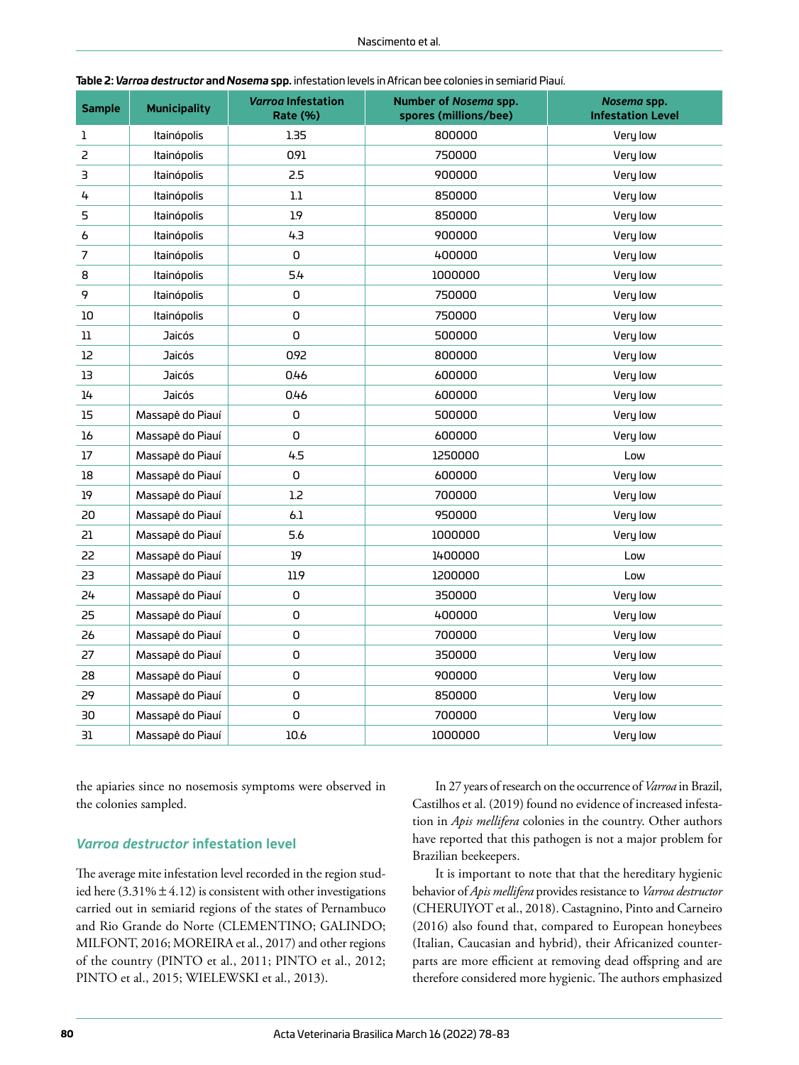**Table 2: *Varroa destructor* and *Nosema* spp.** infestation levels in African bee colonies in semiarid Piauí.

| Sample | Municipality | *Varroa* Infestation Rate (%) | Number of *Nosema* spp. spores (millions/bee) | *Nosema* spp. Infestation Level |
|---|---|---|---|---|
| 1 | Itainópolis | 1.35 | 800000 | Very low |
| 2 | Itainópolis | 0.91 | 750000 | Very low |
| 3 | Itainópolis | 2.5 | 900000 | Very low |
| 4 | Itainópolis | 1.1 | 850000 | Very low |
| 5 | Itainópolis | 1.9 | 850000 | Very low |
| 6 | Itainópolis | 4.3 | 900000 | Very low |
| 7 | Itainópolis | 0 | 400000 | Very low |
| 8 | Itainópolis | 5.4 | 1000000 | Very low |
| 9 | Itainópolis | 0 | 750000 | Very low |
| 10 | Itainópolis | 0 | 750000 | Very low |
| 11 | Jaicós | 0 | 500000 | Very low |
| 12 | Jaicós | 0.92 | 800000 | Very low |
| 13 | Jaicós | 0.46 | 600000 | Very low |
| 14 | Jaicós | 0.46 | 600000 | Very low |
| 15 | Massapê do Piauí | 0 | 500000 | Very low |
| 16 | Massapê do Piauí | 0 | 600000 | Very low |
| 17 | Massapê do Piauí | 4.5 | 1250000 | Low |
| 18 | Massapê do Piauí | 0 | 600000 | Very low |
| 19 | Massapê do Piauí | 1.2 | 700000 | Very low |
| 20 | Massapê do Piauí | 6.1 | 950000 | Very low |
| 21 | Massapê do Piauí | 5.6 | 1000000 | Very low |
| 22 | Massapê do Piauí | 19 | 1400000 | Low |
| 23 | Massapê do Piauí | 11.9 | 1200000 | Low |
| 24 | Massapê do Piauí | 0 | 350000 | Very low |
| 25 | Massapê do Piauí | 0 | 400000 | Very low |
| 26 | Massapê do Piauí | 0 | 700000 | Very low |
| 27 | Massapê do Piauí | 0 | 350000 | Very low |
| 28 | Massapê do Piauí | 0 | 900000 | Very low |
| 29 | Massapê do Piauí | 0 | 850000 | Very low |
| 30 | Massapê do Piauí | 0 | 700000 | Very low |
| 31 | Massapê do Piauí | 10.6 | 1000000 | Very low |

the apiaries since no nosemosis symptoms were observed in the colonies sampled.

## *Varroa destructor* infestation level

The average mite infestation level recorded in the region studied here (3.31% ± 4.12) is consistent with other investigations carried out in semiarid regions of the states of Pernambuco and Rio Grande do Norte (CLEMENTINO; GALINDO; MILFONT, 2016; MOREIRA et al., 2017) and other regions of the country (PINTO et al., 2011; PINTO et al., 2012; PINTO et al., 2015; WIELEWSKI et al., 2013).

In 27 years of research on the occurrence of *Varroa* in Brazil, Castilhos et al. (2019) found no evidence of increased infestation in *Apis mellifera* colonies in the country. Other authors have reported that this pathogen is not a major problem for Brazilian beekeepers.

It is important to note that that the hereditary hygienic behavior of *Apis mellifera* provides resistance to *Varroa destructor* (CHERUIYOT et al., 2018). Castagnino, Pinto and Carneiro (2016) also found that, compared to European honeybees (Italian, Caucasian and hybrid), their Africanized counterparts are more efficient at removing dead offspring and are therefore considered more hygienic. The authors emphasized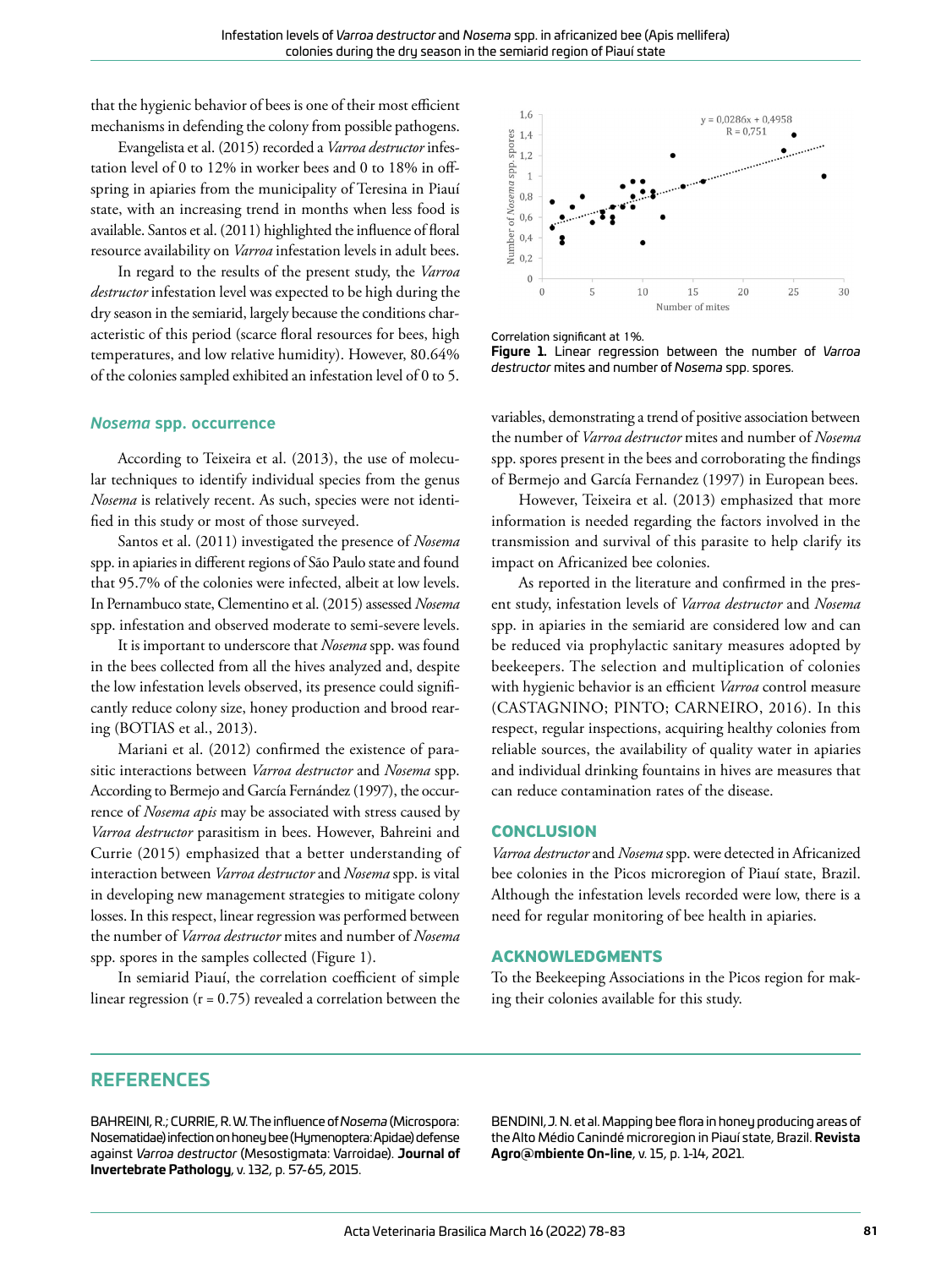that the hygienic behavior of bees is one of their most efficient mechanisms in defending the colony from possible pathogens.

Evangelista et al. (2015) recorded a *Varroa destructor* infestation level of 0 to 12% in worker bees and 0 to 18% in offspring in apiaries from the municipality of Teresina in Piauí state, with an increasing trend in months when less food is available. Santos et al. (2011) highlighted the influence of floral resource availability on *Varroa* infestation levels in adult bees.

In regard to the results of the present study, the *Varroa destructor* infestation level was expected to be high during the dry season in the semiarid, largely because the conditions characteristic of this period (scarce floral resources for bees, high temperatures, and low relative humidity). However, 80.64% of the colonies sampled exhibited an infestation level of 0 to 5.

### *Nosema* spp. occurrence

According to Teixeira et al. (2013), the use of molecular techniques to identify individual species from the genus *Nosema* is relatively recent. As such, species were not identified in this study or most of those surveyed.

Santos et al. (2011) investigated the presence of *Nosema* spp. in apiaries in different regions of São Paulo state and found that 95.7% of the colonies were infected, albeit at low levels. In Pernambuco state, Clementino et al. (2015) assessed *Nosema* spp. infestation and observed moderate to semi-severe levels.

It is important to underscore that *Nosema* spp. was found in the bees collected from all the hives analyzed and, despite the low infestation levels observed, its presence could significantly reduce colony size, honey production and brood rearing (BOTIAS et al., 2013).

Mariani et al. (2012) confirmed the existence of parasitic interactions between *Varroa destructor* and *Nosema* spp. According to Bermejo and García Fernández (1997), the occurrence of *Nosema apis* may be associated with stress caused by *Varroa destructor* parasitism in bees. However, Bahreini and Currie (2015) emphasized that a better understanding of interaction between *Varroa destructor* and *Nosema* spp. is vital in developing new management strategies to mitigate colony losses. In this respect, linear regression was performed between the number of *Varroa destructor* mites and number of *Nosema* spp. spores in the samples collected (Figure 1).

In semiarid Piauí, the correlation coefficient of simple linear regression (r = 0.75) revealed a correlation between the variables, demonstrating a trend of positive association between the number of *Varroa destructor* mites and number of *Nosema* spp. spores present in the bees and corroborating the findings of Bermejo and García Fernandez (1997) in European bees.

However, Teixeira et al. (2013) emphasized that more information is needed regarding the factors involved in the transmission and survival of this parasite to help clarify its impact on Africanized bee colonies.

As reported in the literature and confirmed in the present study, infestation levels of *Varroa destructor* and *Nosema* spp. in apiaries in the semiarid are considered low and can be reduced via prophylactic sanitary measures adopted by beekeepers. The selection and multiplication of colonies with hygienic behavior is an efficient *Varroa* control measure (CASTAGNINO; PINTO; CARNEIRO, 2016). In this respect, regular inspections, acquiring healthy colonies from reliable sources, the availability of quality water in apiaries and individual drinking fountains in hives are measures that can reduce contamination rates of the disease.

$y = 0{,}0286x + 0{,}4958$
$R = 0{,}751$

Correlation significant at 1%.

**Figure 1.** Linear regression between the number of *Varroa destructor* mites and number of *Nosema* spp. spores.

## CONCLUSION

*Varroa destructor* and *Nosema* spp. were detected in Africanized bee colonies in the Picos microregion of Piauí state, Brazil. Although the infestation levels recorded were low, there is a need for regular monitoring of bee health in apiaries.

## ACKNOWLEDGMENTS

To the Beekeeping Associations in the Picos region for making their colonies available for this study.

## REFERENCES

BAHREINI, R.; CURRIE, R. W. The influence of *Nosema* (Microspora: Nosematidae) infection on honey bee (Hymenoptera: Apidae) defense against *Varroa destructor* (Mesostigmata: Varroidae). **Journal of Invertebrate Pathology**, v. 132, p. 57-65, 2015.

BENDINI, J. N. et al. Mapping bee flora in honey producing areas of the Alto Médio Canindé microregion in Piauí state, Brazil. **Revista Agro@mbiente On-line**, v. 15, p. 1-14, 2021.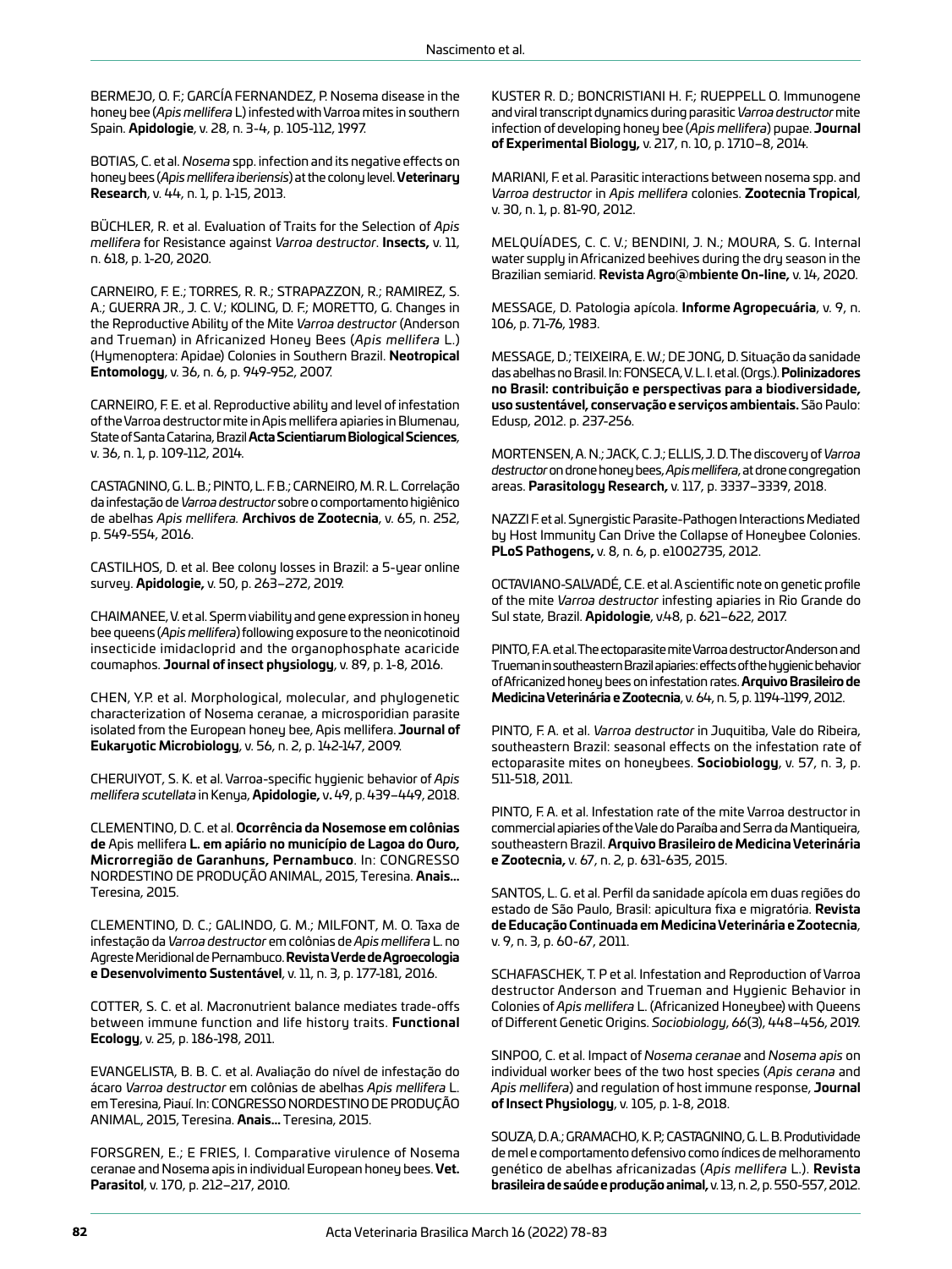BERMEJO, O. F.; GARCÍA FERNANDEZ, P. Nosema disease in the honey bee (*Apis mellifera* L) infested with Varroa mites in southern Spain. **Apidologie**, v. 28, n. 3-4, p. 105-112, 1997.

BOTIAS, C. et al. *Nosema* spp. infection and its negative effects on honey bees (*Apis mellifera iberiensis*) at the colony level. **Veterinary Research**, v. 44, n. 1, p. 1-15, 2013.

BÜCHLER, R. et al. Evaluation of Traits for the Selection of *Apis mellifera* for Resistance against *Varroa destructor*. **Insects,** v. 11, n. 618, p. 1-20, 2020.

CARNEIRO, F. E.; TORRES, R. R.; STRAPAZZON, R.; RAMIREZ, S. A.; GUERRA JR., J. C. V.; KOLING, D. F.; MORETTO, G. Changes in the Reproductive Ability of the Mite *Varroa destructor* (Anderson and Trueman) in Africanized Honey Bees (*Apis mellifera* L.) (Hymenoptera: Apidae) Colonies in Southern Brazil. **Neotropical Entomology**, v. 36, n. 6, p. 949-952, 2007.

CARNEIRO, F. E. et al. Reproductive ability and level of infestation of the Varroa destructor mite in Apis mellifera apiaries in Blumenau, State of Santa Catarina, Brazil **Acta Scientiarum Biological Sciences**, v. 36, n. 1, p. 109-112, 2014.

CASTAGNINO, G. L. B.; PINTO, L. F. B.; CARNEIRO, M. R. L. Correlação da infestação de *Varroa destructor* sobre o comportamento higiênico de abelhas *Apis mellifera.* **Archivos de Zootecnia**, v. 65, n. 252, p. 549-554, 2016.

CASTILHOS, D. et al. Bee colony losses in Brazil: a 5-year online survey. **Apidologie,** v. 50, p. 263–272, 2019.

CHAIMANEE, V. et al. Sperm viability and gene expression in honey bee queens (*Apis mellifera*) following exposure to the neonicotinoid insecticide imidacloprid and the organophosphate acaricide coumaphos. **Journal of insect physiology**, v. 89, p. 1-8, 2016.

CHEN, Y.P. et al. Morphological, molecular, and phylogenetic characterization of Nosema ceranae, a microsporidian parasite isolated from the European honey bee, Apis mellifera. **Journal of Eukaryotic Microbiology**, v. 56, n. 2, p. 142-147, 2009.

CHERUIYOT, S. K. et al. Varroa-specific hygienic behavior of *Apis mellifera scutellata* in Kenya, **Apidologie,** v**.** 49, p. 439–449, 2018.

CLEMENTINO, D. C. et al. **Ocorrência da Nosemose em colônias de** Apis mellifera **L. em apiário no município de Lagoa do Ouro, Microrregião de Garanhuns, Pernambuco**. In: CONGRESSO NORDESTINO DE PRODUÇÃO ANIMAL, 2015, Teresina. **Anais...** Teresina, 2015.

CLEMENTINO, D. C.; GALINDO, G. M.; MILFONT, M. O. Taxa de infestação da *Varroa destructor* em colônias de *Apis mellifera* L. no Agreste Meridional de Pernambuco. **Revista Verde de Agroecologia e Desenvolvimento Sustentável**, v. 11, n. 3, p. 177-181, 2016.

COTTER, S. C. et al. Macronutrient balance mediates trade-offs between immune function and life history traits. **Functional Ecology**, v. 25, p. 186-198, 2011.

EVANGELISTA, B. B. C. et al. Avaliação do nível de infestação do ácaro *Varroa destructor* em colônias de abelhas *Apis mellifera* L. em Teresina, Piauí. In: CONGRESSO NORDESTINO DE PRODUÇÃO ANIMAL, 2015, Teresina. **Anais...** Teresina, 2015.

FORSGREN, E.; E FRIES, I. Comparative virulence of Nosema ceranae and Nosema apis in individual European honey bees. **Vet. Parasitol**, v. 170, p. 212–217, 2010.

KUSTER R. D.; BONCRISTIANI H. F.; RUEPPELL O. Immunogene and viral transcript dynamics during parasitic *Varroa destructor* mite infection of developing honey bee (*Apis mellifera*) pupae. **Journal of Experimental Biology,** v. 217, n. 10, p. 1710–8, 2014.

MARIANI, F. et al. Parasitic interactions between nosema spp. and *Varroa destructor* in *Apis mellifera* colonies. **Zootecnia Tropical**, v. 30, n. 1, p. 81-90, 2012.

MELQUÍADES, C. C. V.; BENDINI, J. N.; MOURA, S. G. Internal water supply in Africanized beehives during the dry season in the Brazilian semiarid. **Revista Agro@mbiente On-line,** v. 14, 2020.

MESSAGE, D. Patologia apícola. **Informe Agropecuária**, v. 9, n. 106, p. 71-76, 1983.

MESSAGE, D.; TEIXEIRA, E. W.; DE JONG, D. Situação da sanidade das abelhas no Brasil. In: FONSECA, V. L. I. et al. (Orgs.). **Polinizadores no Brasil: contribuição e perspectivas para a biodiversidade, uso sustentável, conservação e serviços ambientais.** São Paulo: Edusp, 2012. p. 237-256.

MORTENSEN, A. N.; JACK, C. J.; ELLIS, J. D. The discovery of *Varroa destructor* on drone honey bees, *Apis mellifera*, at drone congregation areas. **Parasitology Research,** v. 117, p. 3337–3339, 2018.

NAZZI F. et al. Synergistic Parasite-Pathogen Interactions Mediated by Host Immunity Can Drive the Collapse of Honeybee Colonies. **PLoS Pathogens,** v. 8, n. 6, p. e1002735, 2012.

OCTAVIANO-SALVADÉ, C.E. et al. A scientific note on genetic profile of the mite *Varroa destructor* infesting apiaries in Rio Grande do Sul state, Brazil. **Apidologie**, v.48, p. 621–622, 2017.

PINTO, F. A. et al. The ectoparasite mite Varroa destructor Anderson and Trueman in southeastern Brazil apiaries: effects of the hygienic behavior of Africanized honey bees on infestation rates. **Arquivo Brasileiro de Medicina Veterinária e Zootecnia**, v. 64, n. 5, p. 1194-1199, 2012.

PINTO, F. A. et al. *Varroa destructor* in Juquitiba, Vale do Ribeira, southeastern Brazil: seasonal effects on the infestation rate of ectoparasite mites on honeybees. **Sociobiology**, v. 57, n. 3, p. 511-518, 2011.

PINTO, F. A. et al. Infestation rate of the mite Varroa destructor in commercial apiaries of the Vale do Paraíba and Serra da Mantiqueira, southeastern Brazil. **Arquivo Brasileiro de Medicina Veterinária e Zootecnia,** v. 67, n. 2, p. 631-635, 2015.

SANTOS, L. G. et al. Perfil da sanidade apícola em duas regiões do estado de São Paulo, Brasil: apicultura fixa e migratória. **Revista de Educação Continuada em Medicina Veterinária e Zootecnia**, v. 9, n. 3, p. 60-67, 2011.

SCHAFASCHEK, T. P et al. Infestation and Reproduction of Varroa destructor Anderson and Trueman and Hygienic Behavior in Colonies of *Apis mellifera* L. (Africanized Honeybee) with Queens of Different Genetic Origins. *Sociobiology*, *66*(3), 448–456, 2019.

SINPOO, C. et al. Impact of *Nosema ceranae* and *Nosema apis* on individual worker bees of the two host species (*Apis cerana* and *Apis mellifera*) and regulation of host immune response, **Journal of Insect Physiology**, v. 105, p. 1-8, 2018.

SOUZA, D. A.; GRAMACHO, K. P.; CASTAGNINO, G. L. B. Produtividade de mel e comportamento defensivo como índices de melhoramento genético de abelhas africanizadas (*Apis mellifera* L.). **Revista brasileira de saúde e produção animal,** v. 13, n. 2, p. 550-557, 2012.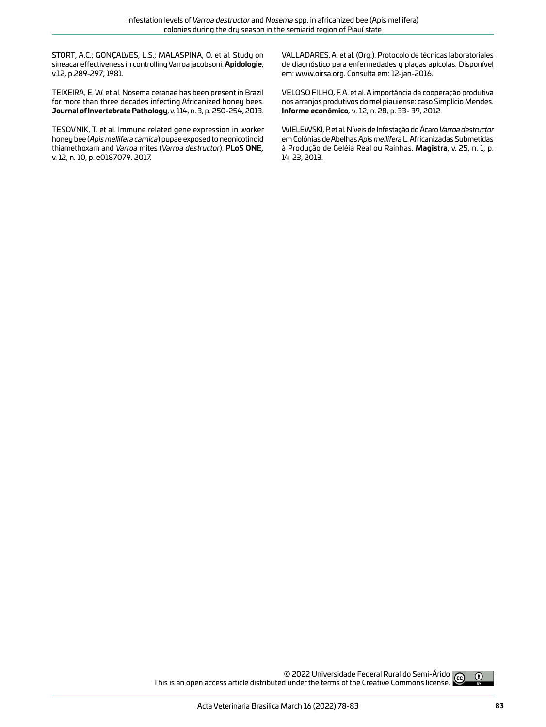STORT, A.C.; GONÇALVES, L.S.; MALASPINA, O. et al. Study on sineacar effectiveness in controlling Varroa jacobsoni. **Apidologie**, v.12, p.289-297, 1981.

TEIXEIRA, E. W. et al. Nosema ceranae has been present in Brazil for more than three decades infecting Africanized honey bees. **Journal of Invertebrate Pathology**, v. 114, n. 3, p. 250-254, 2013.

TESOVNIK, T. et al. Immune related gene expression in worker honey bee (*Apis mellifera carnica*) pupae exposed to neonicotinoid thiamethoxam and *Varroa* mites (*Varroa destructor*). **PLoS ONE,** v. 12, n. 10, p. e0187079, 2017.

VALLADARES, A. et al. (Org.). Protocolo de técnicas laboratoriales de diagnóstico para enfermedades y plagas apícolas. Disponível em: www.oirsa.org. Consulta em: 12-jan-2016.

VELOSO FILHO, F. A. et al. A importância da cooperação produtiva nos arranjos produtivos do mel piauiense: caso Simplício Mendes. **Informe econômico**, v. 12, n. 28, p. 33- 39, 2012.

WIELEWSKI, P. et al. Níveis de Infestação do Ácaro *Varroa destructor* em Colônias de Abelhas *Apis mellifera* L. Africanizadas Submetidas à Produção de Geléia Real ou Rainhas. **Magistra**, v. 25, n. 1, p. 14-23, 2013.

© 2022 Universidade Federal Rural do Semi-Árido
This is an open access article distributed under the terms of the Creative Commons license.